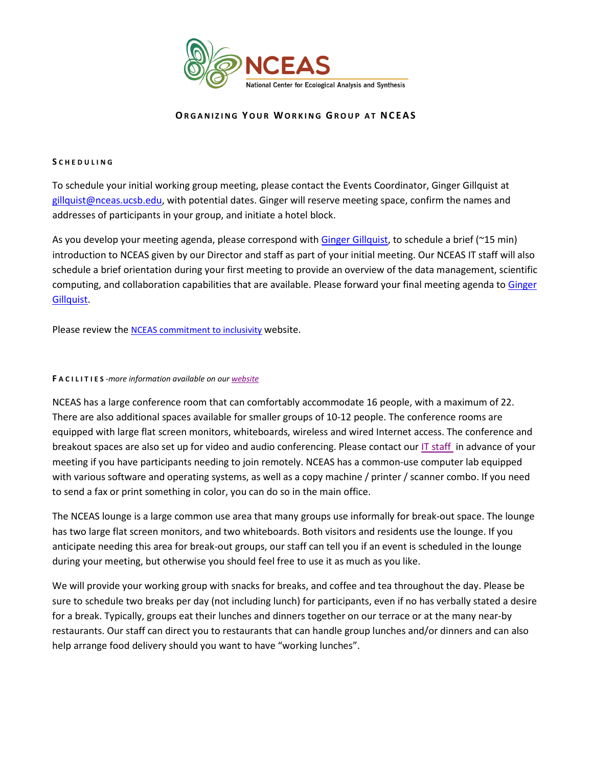NCEAS

National Center for Ecological Analysis and Synthesis

# ORGANIZING YOUR WORKING GROUP AT NCEAS

## SCHEDULING

To schedule your initial working group meeting, please contact the Events Coordinator, Ginger Gillquist at gillquist@nceas.ucsb.edu, with potential dates. Ginger will reserve meeting space, confirm the names and addresses of participants in your group, and initiate a hotel block.

As you develop your meeting agenda, please correspond with Ginger Gillquist, to schedule a brief (~15 min) introduction to NCEAS given by our Director and staff as part of your initial meeting. Our NCEAS IT staff will also schedule a brief orientation during your first meeting to provide an overview of the data management, scientific computing, and collaboration capabilities that are available. Please forward your final meeting agenda to Ginger Gillquist.

Please review the NCEAS commitment to inclusivity website.

## FACILITIES *-more information available on our website*

NCEAS has a large conference room that can comfortably accommodate 16 people, with a maximum of 22. There are also additional spaces available for smaller groups of 10-12 people. The conference rooms are equipped with large flat screen monitors, whiteboards, wireless and wired Internet access. The conference and breakout spaces are also set up for video and audio conferencing. Please contact our IT staff in advance of your meeting if you have participants needing to join remotely. NCEAS has a common-use computer lab equipped with various software and operating systems, as well as a copy machine / printer / scanner combo. If you need to send a fax or print something in color, you can do so in the main office.

The NCEAS lounge is a large common use area that many groups use informally for break-out space. The lounge has two large flat screen monitors, and two whiteboards. Both visitors and residents use the lounge. If you anticipate needing this area for break-out groups, our staff can tell you if an event is scheduled in the lounge during your meeting, but otherwise you should feel free to use it as much as you like.

We will provide your working group with snacks for breaks, and coffee and tea throughout the day. Please be sure to schedule two breaks per day (not including lunch) for participants, even if no has verbally stated a desire for a break. Typically, groups eat their lunches and dinners together on our terrace or at the many near-by restaurants. Our staff can direct you to restaurants that can handle group lunches and/or dinners and can also help arrange food delivery should you want to have "working lunches".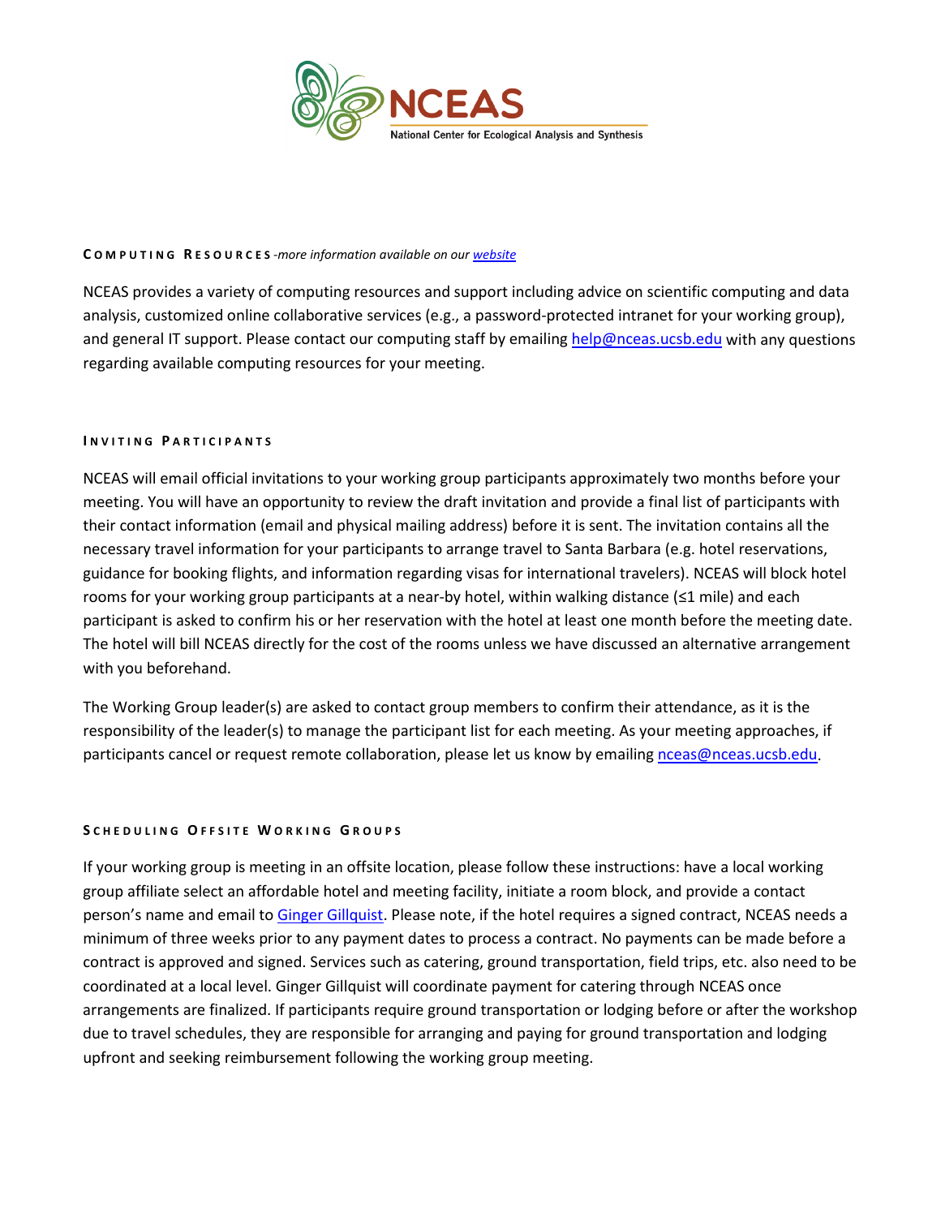#### COMPUTING RESOURCES *-more information available on our [website](website)*

NCEAS provides a variety of computing resources and support including advice on scientific computing and data analysis, customized online collaborative services (e.g., a password-protected intranet for your working group), and general IT support. Please contact our computing staff by emailing [help@nceas.ucsb.edu](mailto:help@nceas.ucsb.edu) with any questions regarding available computing resources for your meeting.

#### INVITING PARTICIPANTS

NCEAS will email official invitations to your working group participants approximately two months before your meeting. You will have an opportunity to review the draft invitation and provide a final list of participants with their contact information (email and physical mailing address) before it is sent. The invitation contains all the necessary travel information for your participants to arrange travel to Santa Barbara (e.g. hotel reservations, guidance for booking flights, and information regarding visas for international travelers). NCEAS will block hotel rooms for your working group participants at a near-by hotel, within walking distance (≤1 mile) and each participant is asked to confirm his or her reservation with the hotel at least one month before the meeting date. The hotel will bill NCEAS directly for the cost of the rooms unless we have discussed an alternative arrangement with you beforehand.

The Working Group leader(s) are asked to contact group members to confirm their attendance, as it is the responsibility of the leader(s) to manage the participant list for each meeting. As your meeting approaches, if participants cancel or request remote collaboration, please let us know by emailing [nceas@nceas.ucsb.edu](mailto:nceas@nceas.ucsb.edu).

#### SCHEDULING OFFSITE WORKING GROUPS

If your working group is meeting in an offsite location, please follow these instructions: have a local working group affiliate select an affordable hotel and meeting facility, initiate a room block, and provide a contact person's name and email to [Ginger Gillquist](Ginger Gillquist). Please note, if the hotel requires a signed contract, NCEAS needs a minimum of three weeks prior to any payment dates to process a contract. No payments can be made before a contract is approved and signed. Services such as catering, ground transportation, field trips, etc. also need to be coordinated at a local level. Ginger Gillquist will coordinate payment for catering through NCEAS once arrangements are finalized. If participants require ground transportation or lodging before or after the workshop due to travel schedules, they are responsible for arranging and paying for ground transportation and lodging upfront and seeking reimbursement following the working group meeting.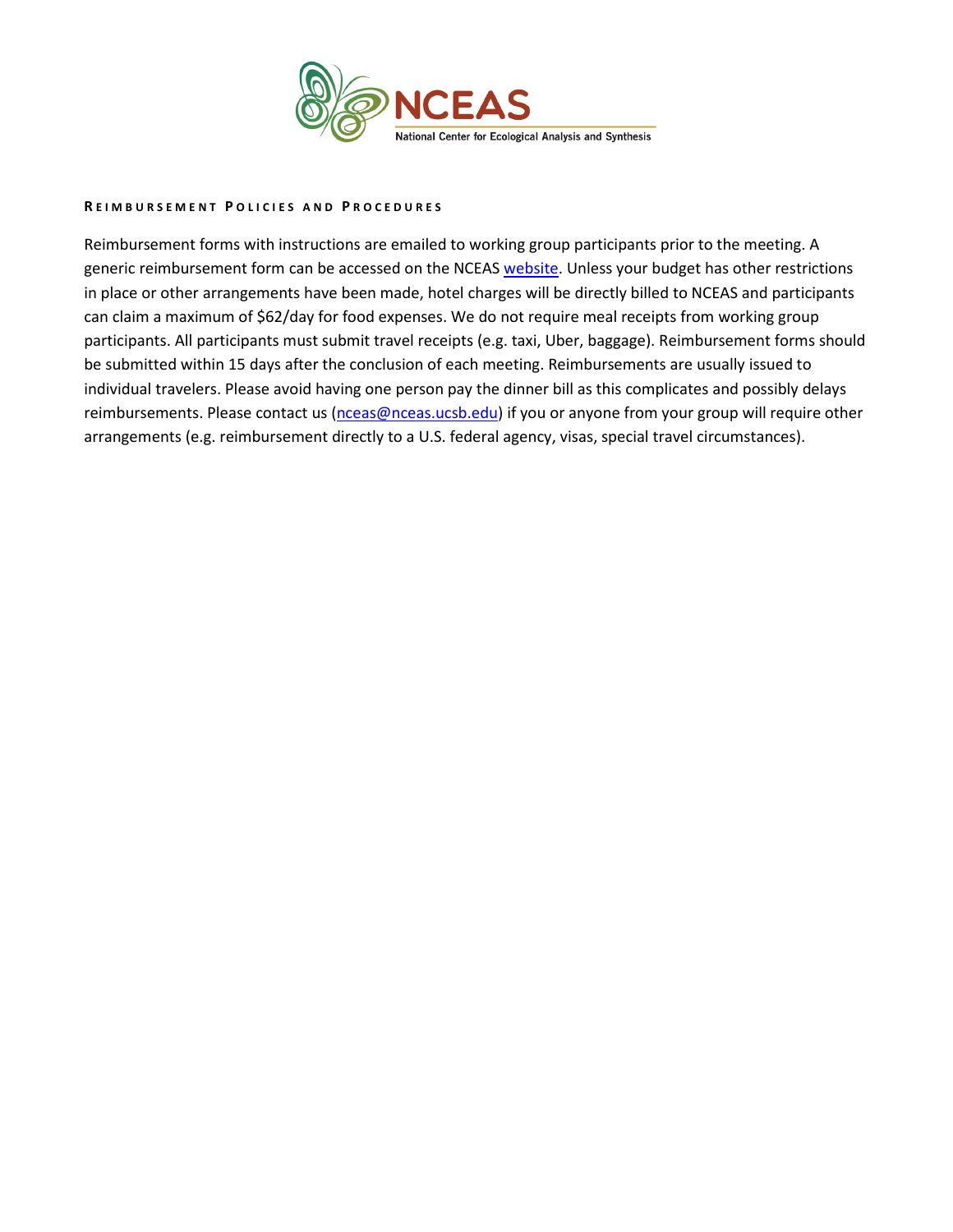## Reimbursement Policies and Procedures

Reimbursement forms with instructions are emailed to working group participants prior to the meeting. A generic reimbursement form can be accessed on the NCEAS website. Unless your budget has other restrictions in place or other arrangements have been made, hotel charges will be directly billed to NCEAS and participants can claim a maximum of $62/day for food expenses. We do not require meal receipts from working group participants. All participants must submit travel receipts (e.g. taxi, Uber, baggage). Reimbursement forms should be submitted within 15 days after the conclusion of each meeting. Reimbursements are usually issued to individual travelers. Please avoid having one person pay the dinner bill as this complicates and possibly delays reimbursements. Please contact us (nceas@nceas.ucsb.edu) if you or anyone from your group will require other arrangements (e.g. reimbursement directly to a U.S. federal agency, visas, special travel circumstances).